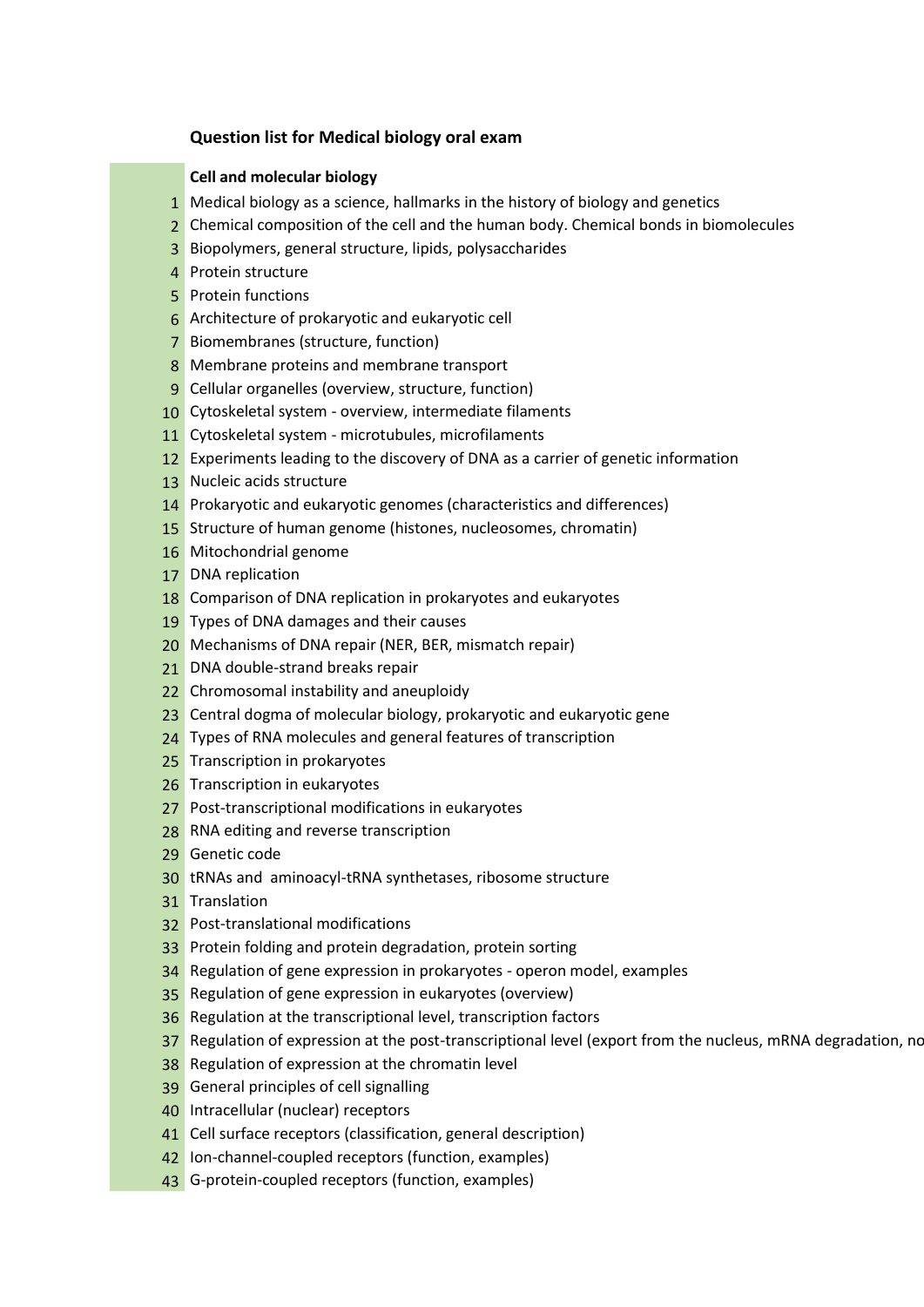# Question list for Medical biology oral exam

## Cell and molecular biology

1. Medical biology as a science, hallmarks in the history of biology and genetics
2. Chemical composition of the cell and the human body. Chemical bonds in biomolecules
3. Biopolymers, general structure, lipids, polysaccharides
4. Protein structure
5. Protein functions
6. Architecture of prokaryotic and eukaryotic cell
7. Biomembranes (structure, function)
8. Membrane proteins and membrane transport
9. Cellular organelles (overview, structure, function)
10. Cytoskeletal system - overview, intermediate filaments
11. Cytoskeletal system - microtubules, microfilaments
12. Experiments leading to the discovery of DNA as a carrier of genetic information
13. Nucleic acids structure
14. Prokaryotic and eukaryotic genomes (characteristics and differences)
15. Structure of human genome (histones, nucleosomes, chromatin)
16. Mitochondrial genome
17. DNA replication
18. Comparison of DNA replication in prokaryotes and eukaryotes
19. Types of DNA damages and their causes
20. Mechanisms of DNA repair (NER, BER, mismatch repair)
21. DNA double-strand breaks repair
22. Chromosomal instability and aneuploidy
23. Central dogma of molecular biology, prokaryotic and eukaryotic gene
24. Types of RNA molecules and general features of transcription
25. Transcription in prokaryotes
26. Transcription in eukaryotes
27. Post-transcriptional modifications in eukaryotes
28. RNA editing and reverse transcription
29. Genetic code
30. tRNAs and aminoacyl-tRNA synthetases, ribosome structure
31. Translation
32. Post-translational modifications
33. Protein folding and protein degradation, protein sorting
34. Regulation of gene expression in prokaryotes - operon model, examples
35. Regulation of gene expression in eukaryotes (overview)
36. Regulation at the transcriptional level, transcription factors
37. Regulation of expression at the post-transcriptional level (export from the nucleus, mRNA degradation, no
38. Regulation of expression at the chromatin level
39. General principles of cell signalling
40. Intracellular (nuclear) receptors
41. Cell surface receptors (classification, general description)
42. Ion-channel-coupled receptors (function, examples)
43. G-protein-coupled receptors (function, examples)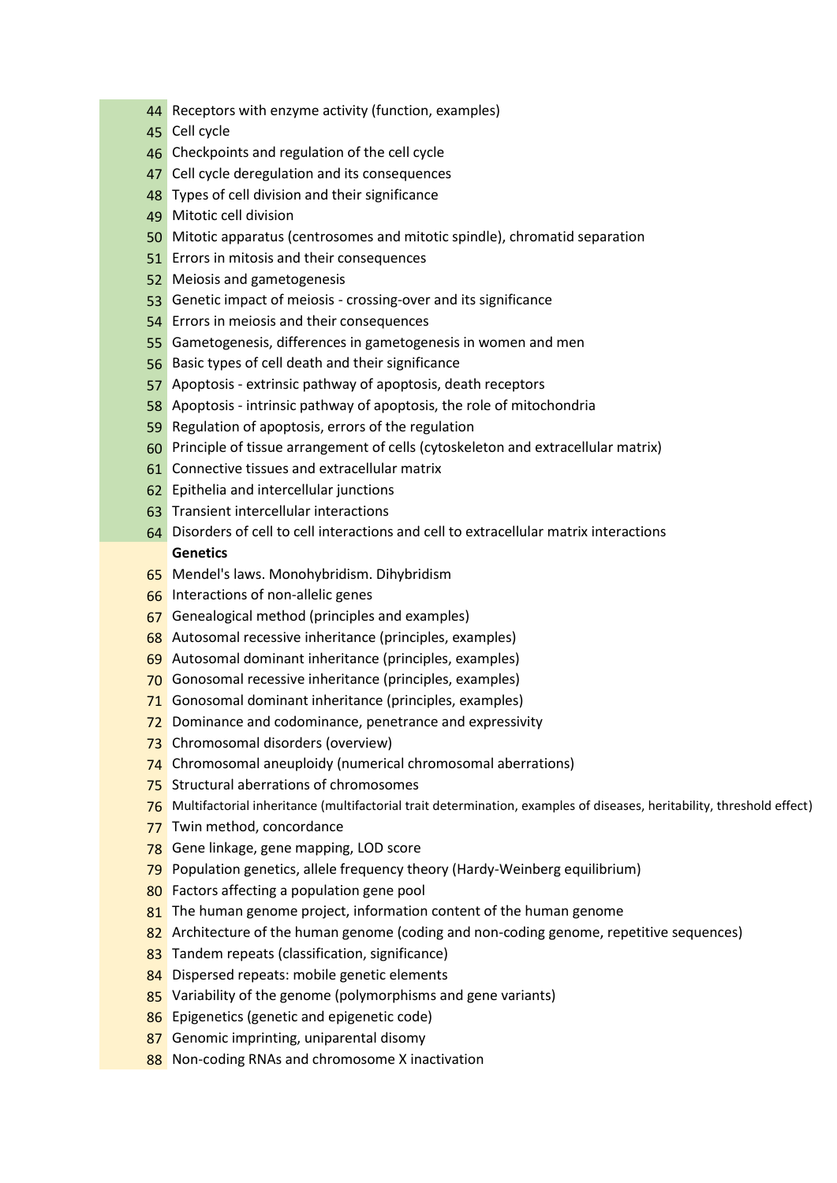44 Receptors with enzyme activity (function, examples)
45 Cell cycle
46 Checkpoints and regulation of the cell cycle
47 Cell cycle deregulation and its consequences
48 Types of cell division and their significance
49 Mitotic cell division
50 Mitotic apparatus (centrosomes and mitotic spindle), chromatid separation
51 Errors in mitosis and their consequences
52 Meiosis and gametogenesis
53 Genetic impact of meiosis - crossing-over and its significance
54 Errors in meiosis and their consequences
55 Gametogenesis, differences in gametogenesis in women and men
56 Basic types of cell death and their significance
57 Apoptosis - extrinsic pathway of apoptosis, death receptors
58 Apoptosis - intrinsic pathway of apoptosis, the role of mitochondria
59 Regulation of apoptosis, errors of the regulation
60 Principle of tissue arrangement of cells (cytoskeleton and extracellular matrix)
61 Connective tissues and extracellular matrix
62 Epithelia and intercellular junctions
63 Transient intercellular interactions
64 Disorders of cell to cell interactions and cell to extracellular matrix interactions

**Genetics**

65 Mendel's laws. Monohybridism. Dihybridism
66 Interactions of non-allelic genes
67 Genealogical method (principles and examples)
68 Autosomal recessive inheritance (principles, examples)
69 Autosomal dominant inheritance (principles, examples)
70 Gonosomal recessive inheritance (principles, examples)
71 Gonosomal dominant inheritance (principles, examples)
72 Dominance and codominance, penetrance and expressivity
73 Chromosomal disorders (overview)
74 Chromosomal aneuploidy (numerical chromosomal aberrations)
75 Structural aberrations of chromosomes
76 Multifactorial inheritance (multifactorial trait determination, examples of diseases, heritability, threshold effect)
77 Twin method, concordance
78 Gene linkage, gene mapping, LOD score
79 Population genetics, allele frequency theory (Hardy-Weinberg equilibrium)
80 Factors affecting a population gene pool
81 The human genome project, information content of the human genome
82 Architecture of the human genome (coding and non-coding genome, repetitive sequences)
83 Tandem repeats (classification, significance)
84 Dispersed repeats: mobile genetic elements
85 Variability of the genome (polymorphisms and gene variants)
86 Epigenetics (genetic and epigenetic code)
87 Genomic imprinting, uniparental disomy
88 Non-coding RNAs and chromosome X inactivation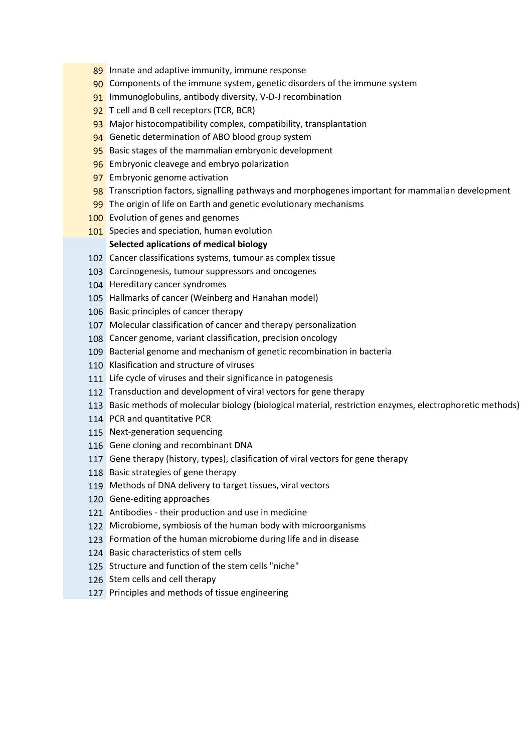89 Innate and adaptive immunity, immune response
90 Components of the immune system, genetic disorders of the immune system
91 Immunoglobulins, antibody diversity, V-D-J recombination
92 T cell and B cell receptors (TCR, BCR)
93 Major histocompatibility complex, compatibility, transplantation
94 Genetic determination of ABO blood group system
95 Basic stages of the mammalian embryonic development
96 Embryonic cleavege and embryo polarization
97 Embryonic genome activation
98 Transcription factors, signalling pathways and morphogenes important for mammalian development
99 The origin of life on Earth and genetic evolutionary mechanisms
100 Evolution of genes and genomes
101 Species and speciation, human evolution

**Selected aplications of medical biology**

102 Cancer classifications systems, tumour as complex tissue
103 Carcinogenesis, tumour suppressors and oncogenes
104 Hereditary cancer syndromes
105 Hallmarks of cancer (Weinberg and Hanahan model)
106 Basic principles of cancer therapy
107 Molecular classification of cancer and therapy personalization
108 Cancer genome, variant classification, precision oncology
109 Bacterial genome and mechanism of genetic recombination in bacteria
110 Klasification and structure of viruses
111 Life cycle of viruses and their significance in patogenesis
112 Transduction and development of viral vectors for gene therapy
113 Basic methods of molecular biology (biological material, restriction enzymes, electrophoretic methods)
114 PCR and quantitative PCR
115 Next-generation sequencing
116 Gene cloning and recombinant DNA
117 Gene therapy (history, types), clasification of viral vectors for gene therapy
118 Basic strategies of gene therapy
119 Methods of DNA delivery to target tissues, viral vectors
120 Gene-editing approaches
121 Antibodies - their production and use in medicine
122 Microbiome, symbiosis of the human body with microorganisms
123 Formation of the human microbiome during life and in disease
124 Basic characteristics of stem cells
125 Structure and function of the stem cells "niche"
126 Stem cells and cell therapy
127 Principles and methods of tissue engineering